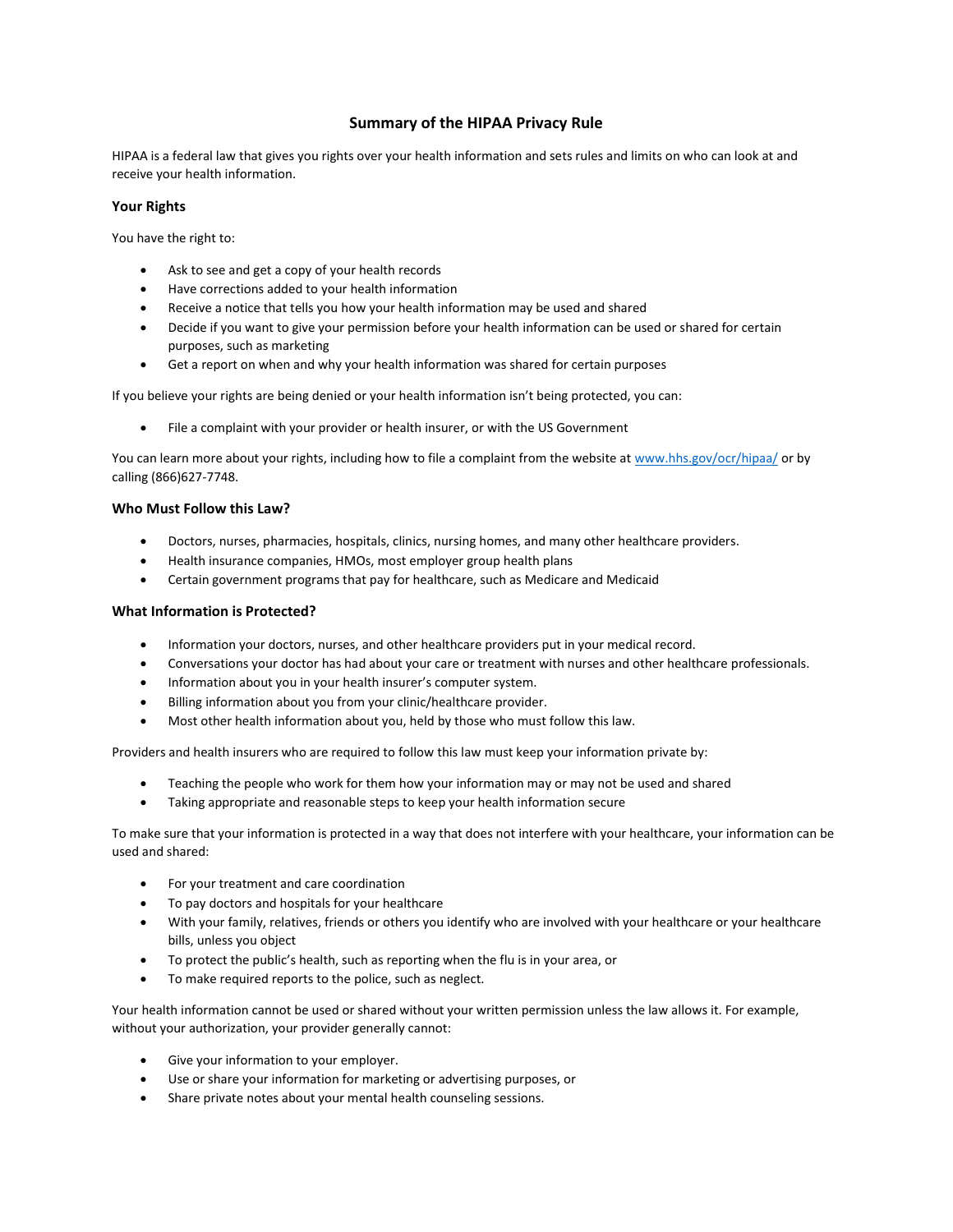# Summary of the HIPAA Privacy Rule

HIPAA is a federal law that gives you rights over your health information and sets rules and limits on who can look at and receive your health information.

## Your Rights

You have the right to:

- Ask to see and get a copy of your health records
- Have corrections added to your health information
- Receive a notice that tells you how your health information may be used and shared
- Decide if you want to give your permission before your health information can be used or shared for certain purposes, such as marketing
- Get a report on when and why your health information was shared for certain purposes

If you believe your rights are being denied or your health information isn't being protected, you can:

- File a complaint with your provider or health insurer, or with the US Government

You can learn more about your rights, including how to file a complaint from the website at [www.hhs.gov/ocr/hipaa/](www.hhs.gov/ocr/hipaa/) or by calling (866)627-7748.

## Who Must Follow this Law?

- Doctors, nurses, pharmacies, hospitals, clinics, nursing homes, and many other healthcare providers.
- Health insurance companies, HMOs, most employer group health plans
- Certain government programs that pay for healthcare, such as Medicare and Medicaid

## What Information is Protected?

- Information your doctors, nurses, and other healthcare providers put in your medical record.
- Conversations your doctor has had about your care or treatment with nurses and other healthcare professionals.
- Information about you in your health insurer's computer system.
- Billing information about you from your clinic/healthcare provider.
- Most other health information about you, held by those who must follow this law.

Providers and health insurers who are required to follow this law must keep your information private by:

- Teaching the people who work for them how your information may or may not be used and shared
- Taking appropriate and reasonable steps to keep your health information secure

To make sure that your information is protected in a way that does not interfere with your healthcare, your information can be used and shared:

- For your treatment and care coordination
- To pay doctors and hospitals for your healthcare
- With your family, relatives, friends or others you identify who are involved with your healthcare or your healthcare bills, unless you object
- To protect the public's health, such as reporting when the flu is in your area, or
- To make required reports to the police, such as neglect.

Your health information cannot be used or shared without your written permission unless the law allows it. For example, without your authorization, your provider generally cannot:

- Give your information to your employer.
- Use or share your information for marketing or advertising purposes, or
- Share private notes about your mental health counseling sessions.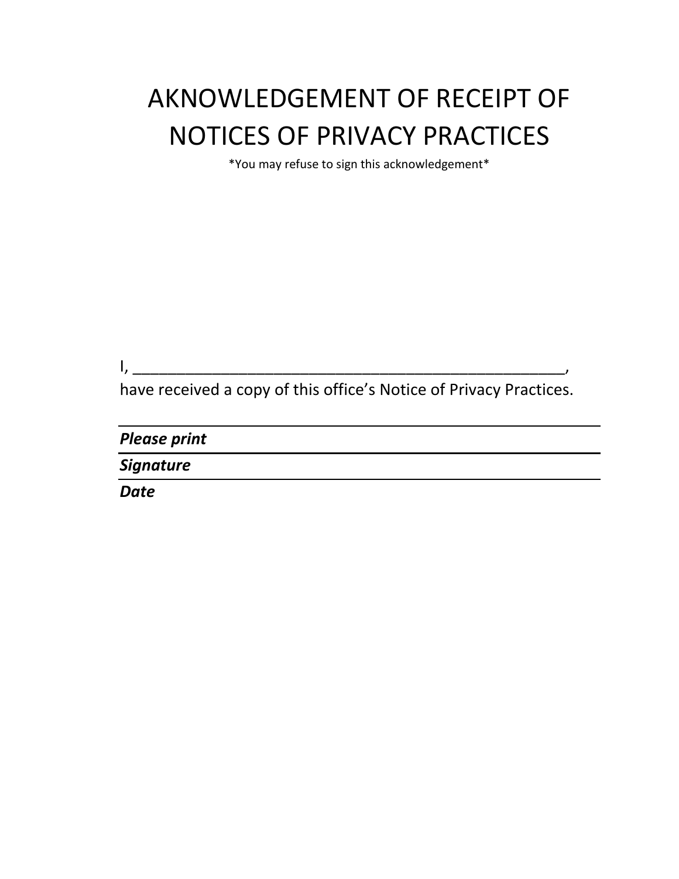# AKNOWLEDGEMENT OF RECEIPT OF NOTICES OF PRIVACY PRACTICES

*You may refuse to sign this acknowledgement*

I, _____________________________________________________,
have received a copy of this office's Notice of Privacy Practices.

___________________________________________________________

***Please print***

___________________________________________________________

***Signature***

___________________________________________________________

***Date***